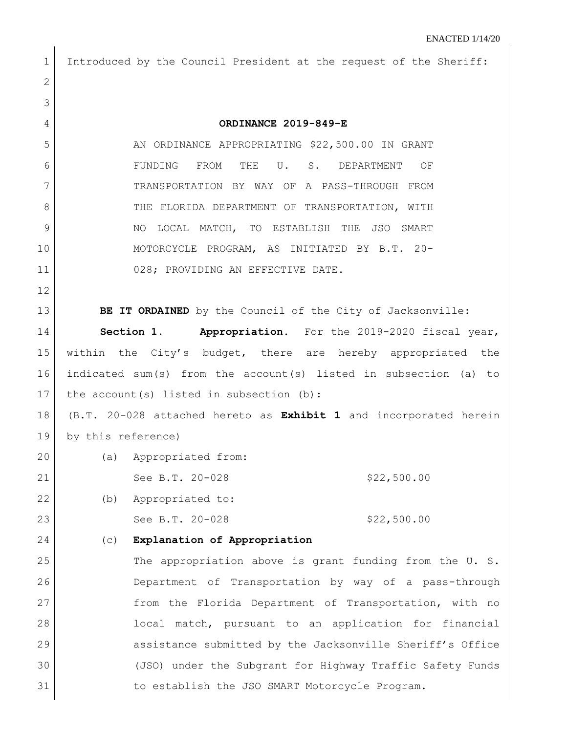ENACTED 1/14/20

Introduced by the Council President at the request of the Sheriff:

**ORDINANCE 2019-849-E**

AN ORDINANCE APPROPRIATING $22,500.00 IN GRANT FUNDING FROM THE U. S. DEPARTMENT OF TRANSPORTATION BY WAY OF A PASS-THROUGH FROM THE FLORIDA DEPARTMENT OF TRANSPORTATION, WITH NO LOCAL MATCH, TO ESTABLISH THE JSO SMART MOTORCYCLE PROGRAM, AS INITIATED BY B.T. 20-028; PROVIDING AN EFFECTIVE DATE.

**BE IT ORDAINED** by the Council of the City of Jacksonville:

**Section 1. Appropriation.** For the 2019-2020 fiscal year, within the City's budget, there are hereby appropriated the indicated sum(s) from the account(s) listed in subsection (a) to the account(s) listed in subsection (b):

(B.T. 20-028 attached hereto as **Exhibit 1** and incorporated herein by this reference)

(a) Appropriated from:

See B.T. 20-028 $22,500.00

(b) Appropriated to:

See B.T. 20-028 $22,500.00

(c) **Explanation of Appropriation**

The appropriation above is grant funding from the U. S. Department of Transportation by way of a pass-through from the Florida Department of Transportation, with no local match, pursuant to an application for financial assistance submitted by the Jacksonville Sheriff's Office (JSO) under the Subgrant for Highway Traffic Safety Funds to establish the JSO SMART Motorcycle Program.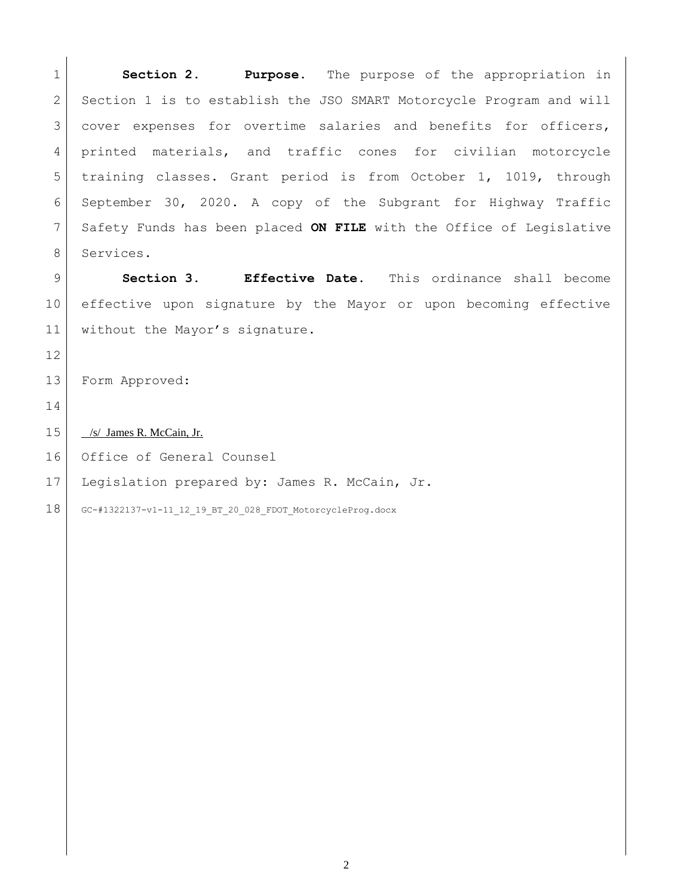**Section 2. Purpose.** The purpose of the appropriation in Section 1 is to establish the JSO SMART Motorcycle Program and will cover expenses for overtime salaries and benefits for officers, printed materials, and traffic cones for civilian motorcycle training classes. Grant period is from October 1, 1019, through September 30, 2020. A copy of the Subgrant for Highway Traffic Safety Funds has been placed **ON FILE** with the Office of Legislative Services.

**Section 3. Effective Date.** This ordinance shall become effective upon signature by the Mayor or upon becoming effective without the Mayor's signature.

Form Approved:

/s/ James R. McCain, Jr.

Office of General Counsel

Legislation prepared by: James R. McCain, Jr.

GC-#1322137-v1-11_12_19_BT_20_028_FDOT_MotorcycleProg.docx